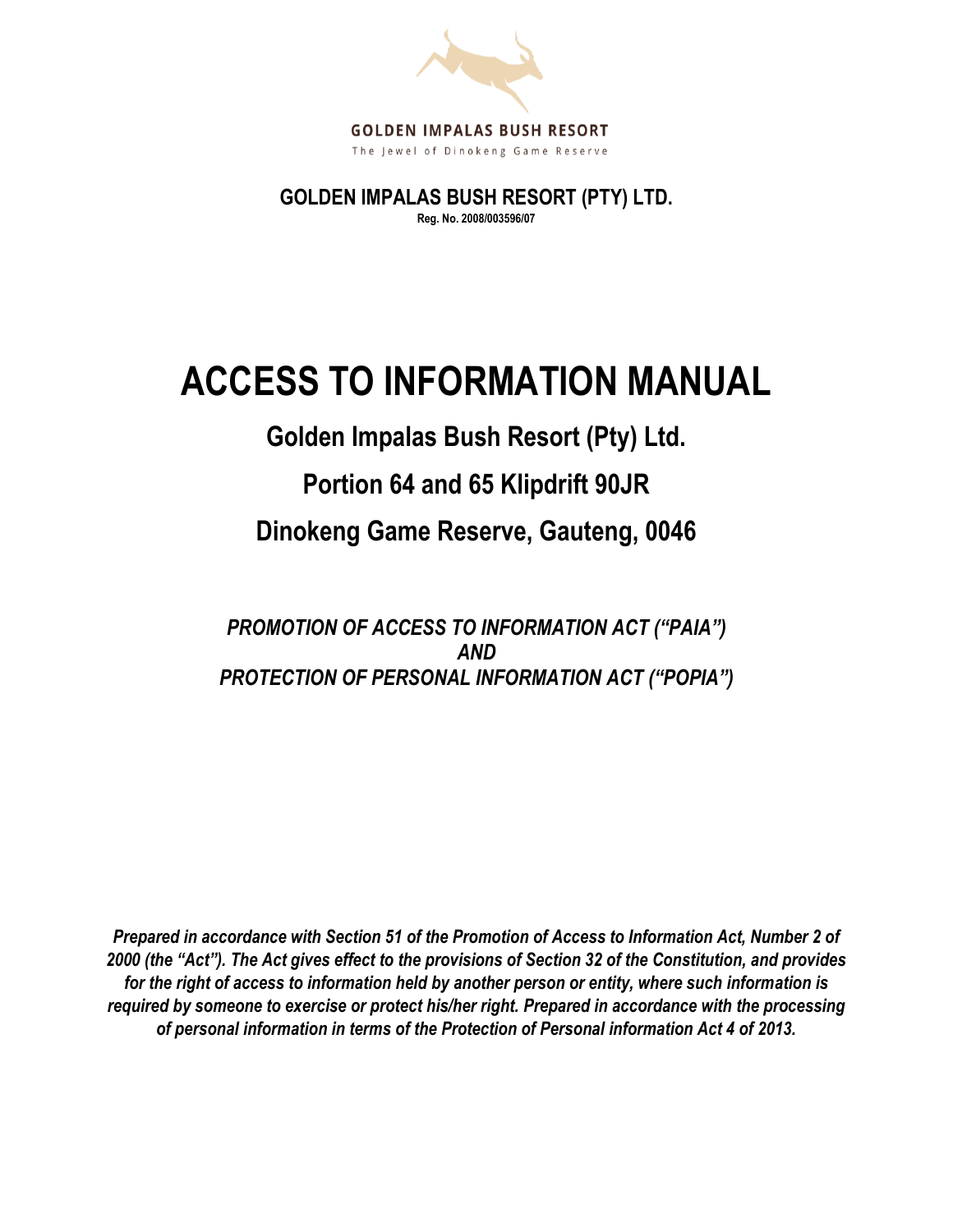GOLDEN IMPALAS BUSH RESORT

The Jewel of Dinokeng Game Reserve

**GOLDEN IMPALAS BUSH RESORT (PTY) LTD.**

**Reg. No. 2008/003596/07**

# ACCESS TO INFORMATION MANUAL

## Golden Impalas Bush Resort (Pty) Ltd.

## Portion 64 and 65 Klipdrift 90JR

## Dinokeng Game Reserve, Gauteng, 0046

***PROMOTION OF ACCESS TO INFORMATION ACT ("PAIA")***
***AND***
***PROTECTION OF PERSONAL INFORMATION ACT ("POPIA")***

***Prepared in accordance with Section 51 of the Promotion of Access to Information Act, Number 2 of 2000 (the "Act"). The Act gives effect to the provisions of Section 32 of the Constitution, and provides for the right of access to information held by another person or entity, where such information is required by someone to exercise or protect his/her right. Prepared in accordance with the processing of personal information in terms of the Protection of Personal information Act 4 of 2013.***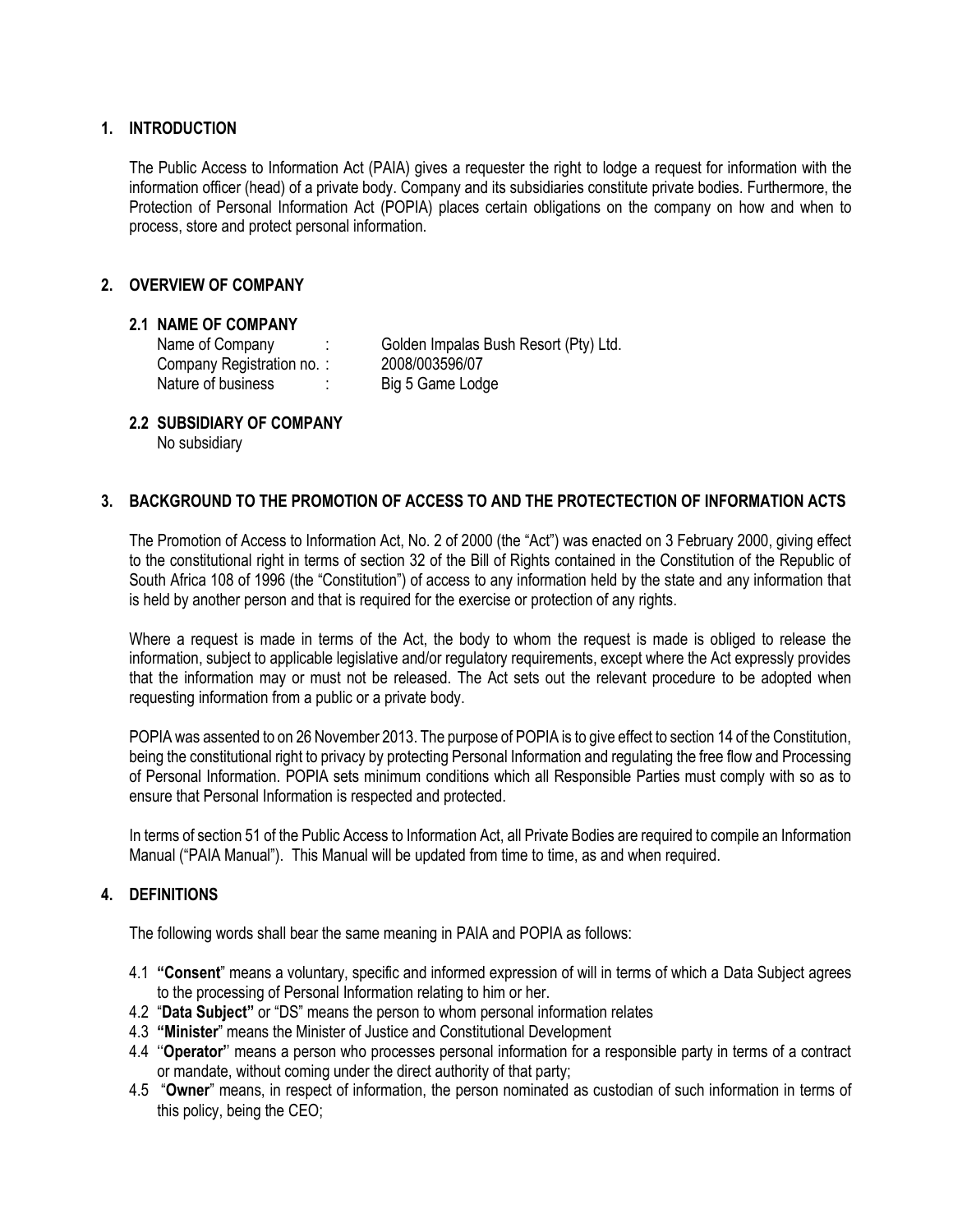## 1. INTRODUCTION

The Public Access to Information Act (PAIA) gives a requester the right to lodge a request for information with the information officer (head) of a private body. Company and its subsidiaries constitute private bodies. Furthermore, the Protection of Personal Information Act (POPIA) places certain obligations on the company on how and when to process, store and protect personal information.

## 2. OVERVIEW OF COMPANY

### 2.1 NAME OF COMPANY

| | | |
|---|---|---|
| Name of Company | : | Golden Impalas Bush Resort (Pty) Ltd. |
| Company Registration no. | : | 2008/003596/07 |
| Nature of business | : | Big 5 Game Lodge |

### 2.2 SUBSIDIARY OF COMPANY

No subsidiary

## 3. BACKGROUND TO THE PROMOTION OF ACCESS TO AND THE PROTECTECTION OF INFORMATION ACTS

The Promotion of Access to Information Act, No. 2 of 2000 (the "Act") was enacted on 3 February 2000, giving effect to the constitutional right in terms of section 32 of the Bill of Rights contained in the Constitution of the Republic of South Africa 108 of 1996 (the "Constitution") of access to any information held by the state and any information that is held by another person and that is required for the exercise or protection of any rights.

Where a request is made in terms of the Act, the body to whom the request is made is obliged to release the information, subject to applicable legislative and/or regulatory requirements, except where the Act expressly provides that the information may or must not be released. The Act sets out the relevant procedure to be adopted when requesting information from a public or a private body.

POPIA was assented to on 26 November 2013. The purpose of POPIA is to give effect to section 14 of the Constitution, being the constitutional right to privacy by protecting Personal Information and regulating the free flow and Processing of Personal Information. POPIA sets minimum conditions which all Responsible Parties must comply with so as to ensure that Personal Information is respected and protected.

In terms of section 51 of the Public Access to Information Act, all Private Bodies are required to compile an Information Manual ("PAIA Manual"). This Manual will be updated from time to time, as and when required.

## 4. DEFINITIONS

The following words shall bear the same meaning in PAIA and POPIA as follows:

4.1 **"Consent"** means a voluntary, specific and informed expression of will in terms of which a Data Subject agrees to the processing of Personal Information relating to him or her.

4.2 "**Data Subject"** or "DS" means the person to whom personal information relates

4.3 **"Minister"** means the Minister of Justice and Constitutional Development

4.4 ''**Operator''** means a person who processes personal information for a responsible party in terms of a contract or mandate, without coming under the direct authority of that party;

4.5 "**Owner**" means, in respect of information, the person nominated as custodian of such information in terms of this policy, being the CEO;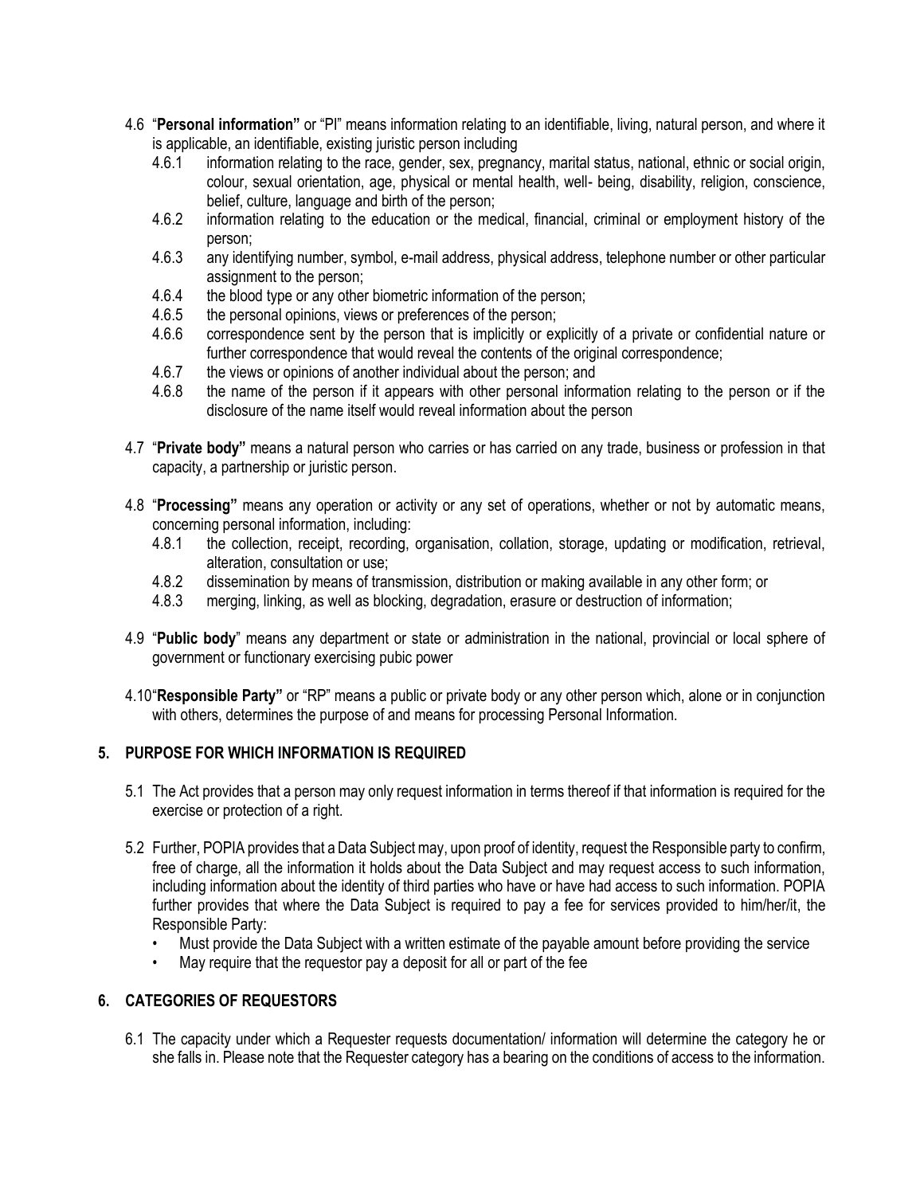4.6 "**Personal information"** or "PI" means information relating to an identifiable, living, natural person, and where it is applicable, an identifiable, existing juristic person including

4.6.1 information relating to the race, gender, sex, pregnancy, marital status, national, ethnic or social origin, colour, sexual orientation, age, physical or mental health, well- being, disability, religion, conscience, belief, culture, language and birth of the person;

4.6.2 information relating to the education or the medical, financial, criminal or employment history of the person;

4.6.3 any identifying number, symbol, e-mail address, physical address, telephone number or other particular assignment to the person;

4.6.4 the blood type or any other biometric information of the person;

4.6.5 the personal opinions, views or preferences of the person;

4.6.6 correspondence sent by the person that is implicitly or explicitly of a private or confidential nature or further correspondence that would reveal the contents of the original correspondence;

4.6.7 the views or opinions of another individual about the person; and

4.6.8 the name of the person if it appears with other personal information relating to the person or if the disclosure of the name itself would reveal information about the person

4.7 "**Private body"** means a natural person who carries or has carried on any trade, business or profession in that capacity, a partnership or juristic person.

4.8 "**Processing"** means any operation or activity or any set of operations, whether or not by automatic means, concerning personal information, including:

4.8.1 the collection, receipt, recording, organisation, collation, storage, updating or modification, retrieval, alteration, consultation or use;

4.8.2 dissemination by means of transmission, distribution or making available in any other form; or

4.8.3 merging, linking, as well as blocking, degradation, erasure or destruction of information;

4.9 "**Public body**" means any department or state or administration in the national, provincial or local sphere of government or functionary exercising pubic power

4.10 "**Responsible Party"** or "RP" means a public or private body or any other person which, alone or in conjunction with others, determines the purpose of and means for processing Personal Information.

## 5. PURPOSE FOR WHICH INFORMATION IS REQUIRED

5.1 The Act provides that a person may only request information in terms thereof if that information is required for the exercise or protection of a right.

5.2 Further, POPIA provides that a Data Subject may, upon proof of identity, request the Responsible party to confirm, free of charge, all the information it holds about the Data Subject and may request access to such information, including information about the identity of third parties who have or have had access to such information. POPIA further provides that where the Data Subject is required to pay a fee for services provided to him/her/it, the Responsible Party:

- Must provide the Data Subject with a written estimate of the payable amount before providing the service
- May require that the requestor pay a deposit for all or part of the fee

## 6. CATEGORIES OF REQUESTORS

6.1 The capacity under which a Requester requests documentation/ information will determine the category he or she falls in. Please note that the Requester category has a bearing on the conditions of access to the information.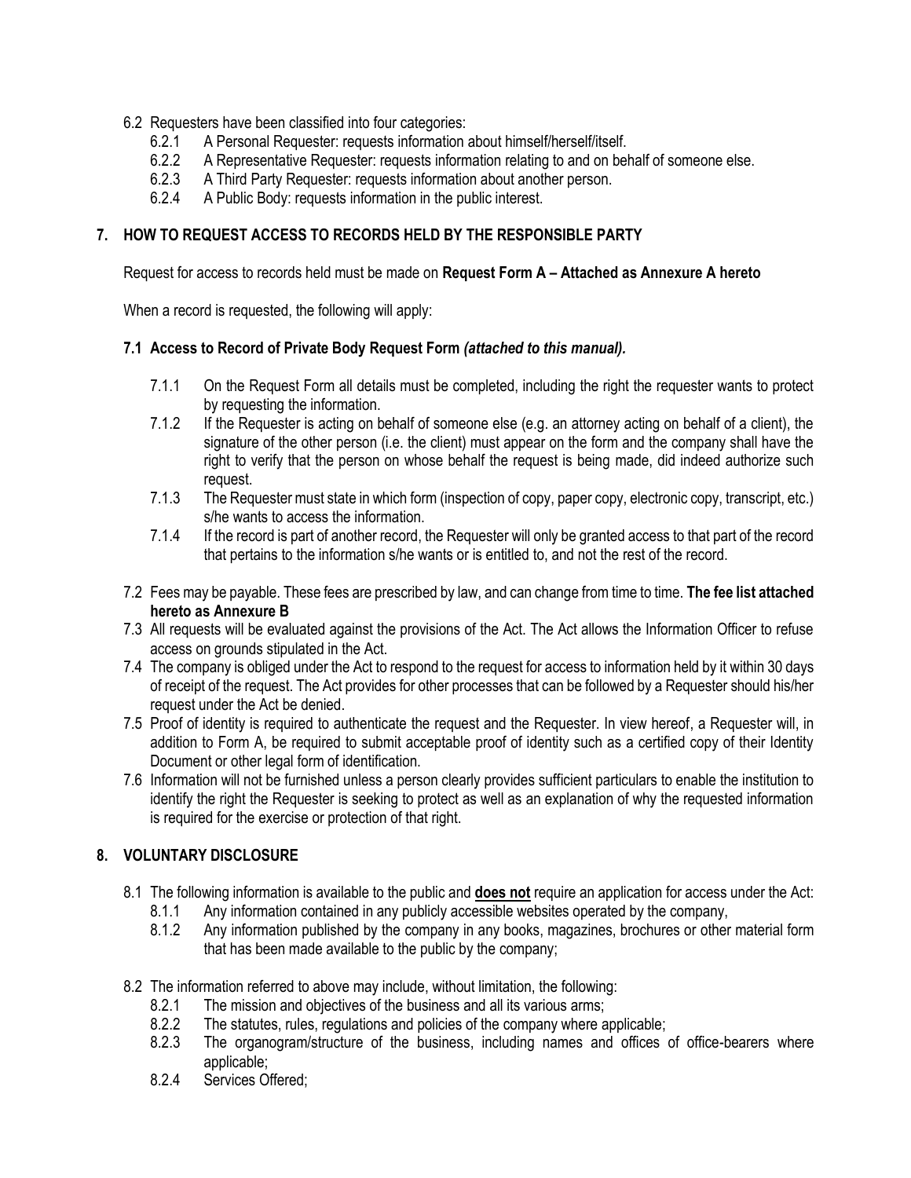6.2 Requesters have been classified into four categories:

6.2.1 A Personal Requester: requests information about himself/herself/itself.

6.2.2 A Representative Requester: requests information relating to and on behalf of someone else.

6.2.3 A Third Party Requester: requests information about another person.

6.2.4 A Public Body: requests information in the public interest.

## 7. HOW TO REQUEST ACCESS TO RECORDS HELD BY THE RESPONSIBLE PARTY

Request for access to records held must be made on **Request Form A – Attached as Annexure A hereto**

When a record is requested, the following will apply:

### 7.1 Access to Record of Private Body Request Form *(attached to this manual).*

7.1.1 On the Request Form all details must be completed, including the right the requester wants to protect by requesting the information.

7.1.2 If the Requester is acting on behalf of someone else (e.g. an attorney acting on behalf of a client), the signature of the other person (i.e. the client) must appear on the form and the company shall have the right to verify that the person on whose behalf the request is being made, did indeed authorize such request.

7.1.3 The Requester must state in which form (inspection of copy, paper copy, electronic copy, transcript, etc.) s/he wants to access the information.

7.1.4 If the record is part of another record, the Requester will only be granted access to that part of the record that pertains to the information s/he wants or is entitled to, and not the rest of the record.

7.2 Fees may be payable. These fees are prescribed by law, and can change from time to time. **The fee list attached hereto as Annexure B**

7.3 All requests will be evaluated against the provisions of the Act. The Act allows the Information Officer to refuse access on grounds stipulated in the Act.

7.4 The company is obliged under the Act to respond to the request for access to information held by it within 30 days of receipt of the request. The Act provides for other processes that can be followed by a Requester should his/her request under the Act be denied.

7.5 Proof of identity is required to authenticate the request and the Requester. In view hereof, a Requester will, in addition to Form A, be required to submit acceptable proof of identity such as a certified copy of their Identity Document or other legal form of identification.

7.6 Information will not be furnished unless a person clearly provides sufficient particulars to enable the institution to identify the right the Requester is seeking to protect as well as an explanation of why the requested information is required for the exercise or protection of that right.

## 8. VOLUNTARY DISCLOSURE

8.1 The following information is available to the public and **does not** require an application for access under the Act:

8.1.1 Any information contained in any publicly accessible websites operated by the company,

8.1.2 Any information published by the company in any books, magazines, brochures or other material form that has been made available to the public by the company;

8.2 The information referred to above may include, without limitation, the following:

8.2.1 The mission and objectives of the business and all its various arms;

8.2.2 The statutes, rules, regulations and policies of the company where applicable;

8.2.3 The organogram/structure of the business, including names and offices of office-bearers where applicable;

8.2.4 Services Offered;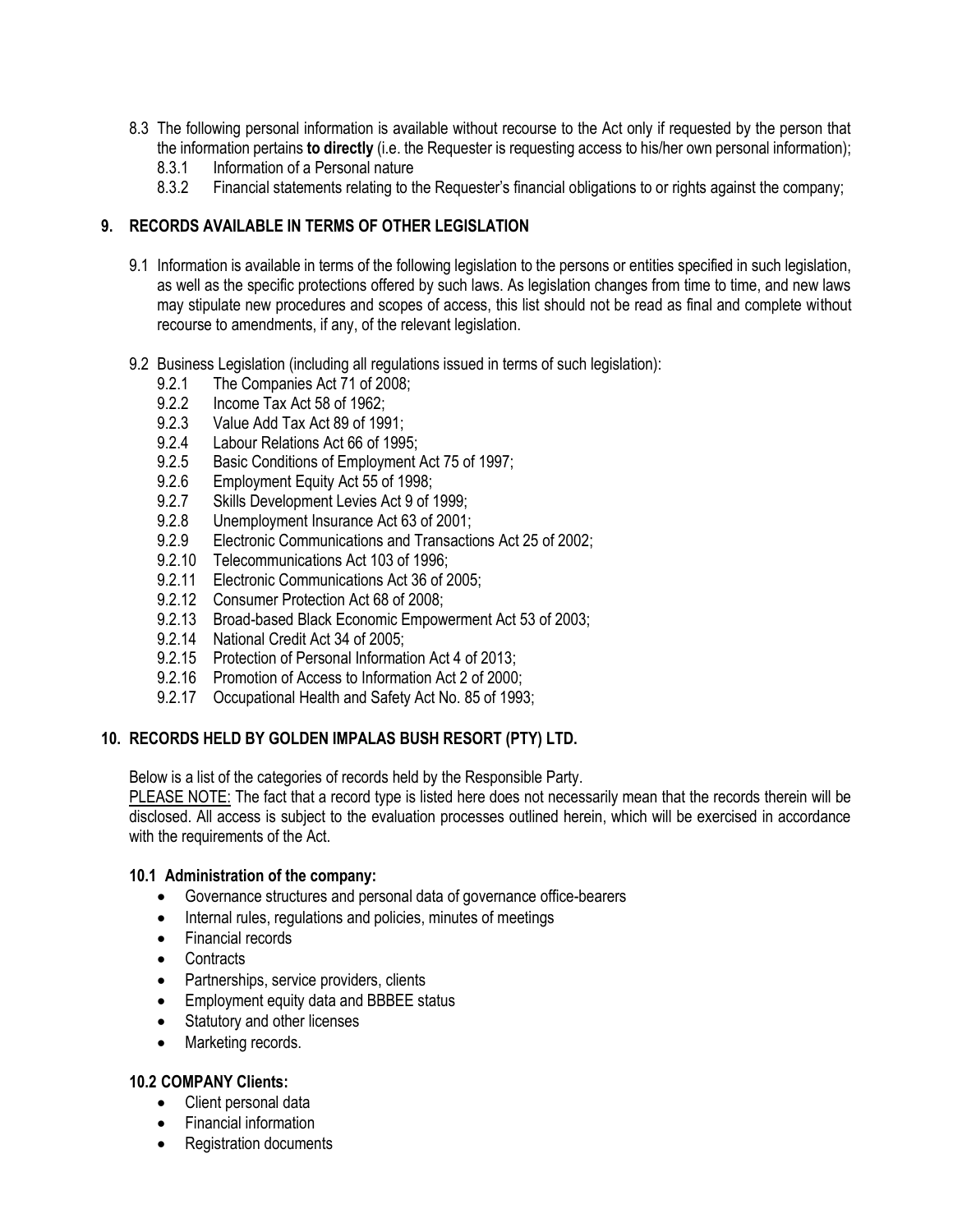8.3 The following personal information is available without recourse to the Act only if requested by the person that the information pertains **to directly** (i.e. the Requester is requesting access to his/her own personal information);

- 8.3.1 Information of a Personal nature
- 8.3.2 Financial statements relating to the Requester's financial obligations to or rights against the company;

## 9. RECORDS AVAILABLE IN TERMS OF OTHER LEGISLATION

9.1 Information is available in terms of the following legislation to the persons or entities specified in such legislation, as well as the specific protections offered by such laws. As legislation changes from time to time, and new laws may stipulate new procedures and scopes of access, this list should not be read as final and complete without recourse to amendments, if any, of the relevant legislation.

9.2 Business Legislation (including all regulations issued in terms of such legislation):

- 9.2.1 The Companies Act 71 of 2008;
- 9.2.2 Income Tax Act 58 of 1962;
- 9.2.3 Value Add Tax Act 89 of 1991;
- 9.2.4 Labour Relations Act 66 of 1995;
- 9.2.5 Basic Conditions of Employment Act 75 of 1997;
- 9.2.6 Employment Equity Act 55 of 1998;
- 9.2.7 Skills Development Levies Act 9 of 1999;
- 9.2.8 Unemployment Insurance Act 63 of 2001;
- 9.2.9 Electronic Communications and Transactions Act 25 of 2002;
- 9.2.10 Telecommunications Act 103 of 1996;
- 9.2.11 Electronic Communications Act 36 of 2005;
- 9.2.12 Consumer Protection Act 68 of 2008;
- 9.2.13 Broad-based Black Economic Empowerment Act 53 of 2003;
- 9.2.14 National Credit Act 34 of 2005;
- 9.2.15 Protection of Personal Information Act 4 of 2013;
- 9.2.16 Promotion of Access to Information Act 2 of 2000;
- 9.2.17 Occupational Health and Safety Act No. 85 of 1993;

## 10. RECORDS HELD BY GOLDEN IMPALAS BUSH RESORT (PTY) LTD.

Below is a list of the categories of records held by the Responsible Party.

PLEASE NOTE: The fact that a record type is listed here does not necessarily mean that the records therein will be disclosed. All access is subject to the evaluation processes outlined herein, which will be exercised in accordance with the requirements of the Act.

### 10.1 Administration of the company:

- Governance structures and personal data of governance office-bearers
- Internal rules, regulations and policies, minutes of meetings
- Financial records
- Contracts
- Partnerships, service providers, clients
- Employment equity data and BBBEE status
- Statutory and other licenses
- Marketing records.

### 10.2 COMPANY Clients:

- Client personal data
- Financial information
- Registration documents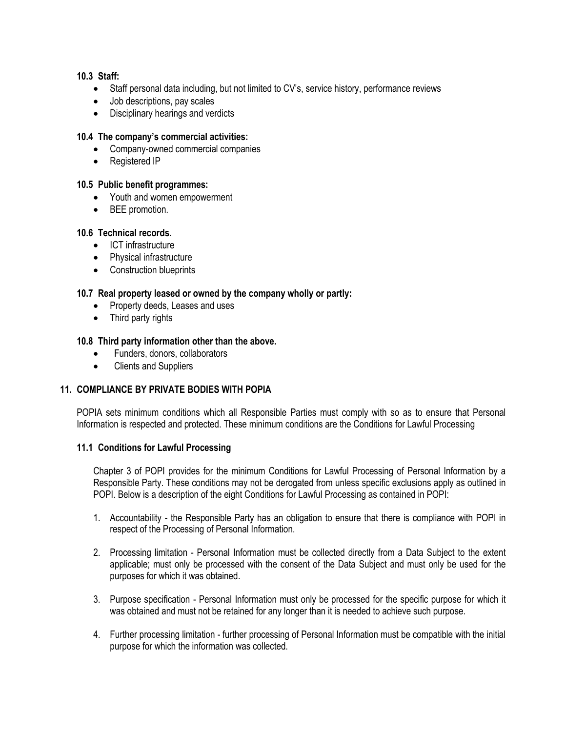**10.3 Staff:**

- Staff personal data including, but not limited to CV's, service history, performance reviews
- Job descriptions, pay scales
- Disciplinary hearings and verdicts

**10.4 The company's commercial activities:**

- Company-owned commercial companies
- Registered IP

**10.5 Public benefit programmes:**

- Youth and women empowerment
- BEE promotion.

**10.6 Technical records.**

- ICT infrastructure
- Physical infrastructure
- Construction blueprints

**10.7 Real property leased or owned by the company wholly or partly:**

- Property deeds, Leases and uses
- Third party rights

**10.8 Third party information other than the above.**

- Funders, donors, collaborators
- Clients and Suppliers

## 11. COMPLIANCE BY PRIVATE BODIES WITH POPIA

POPIA sets minimum conditions which all Responsible Parties must comply with so as to ensure that Personal Information is respected and protected. These minimum conditions are the Conditions for Lawful Processing

### 11.1 Conditions for Lawful Processing

Chapter 3 of POPI provides for the minimum Conditions for Lawful Processing of Personal Information by a Responsible Party. These conditions may not be derogated from unless specific exclusions apply as outlined in POPI. Below is a description of the eight Conditions for Lawful Processing as contained in POPI:

1. Accountability - the Responsible Party has an obligation to ensure that there is compliance with POPI in respect of the Processing of Personal Information.

2. Processing limitation - Personal Information must be collected directly from a Data Subject to the extent applicable; must only be processed with the consent of the Data Subject and must only be used for the purposes for which it was obtained.

3. Purpose specification - Personal Information must only be processed for the specific purpose for which it was obtained and must not be retained for any longer than it is needed to achieve such purpose.

4. Further processing limitation - further processing of Personal Information must be compatible with the initial purpose for which the information was collected.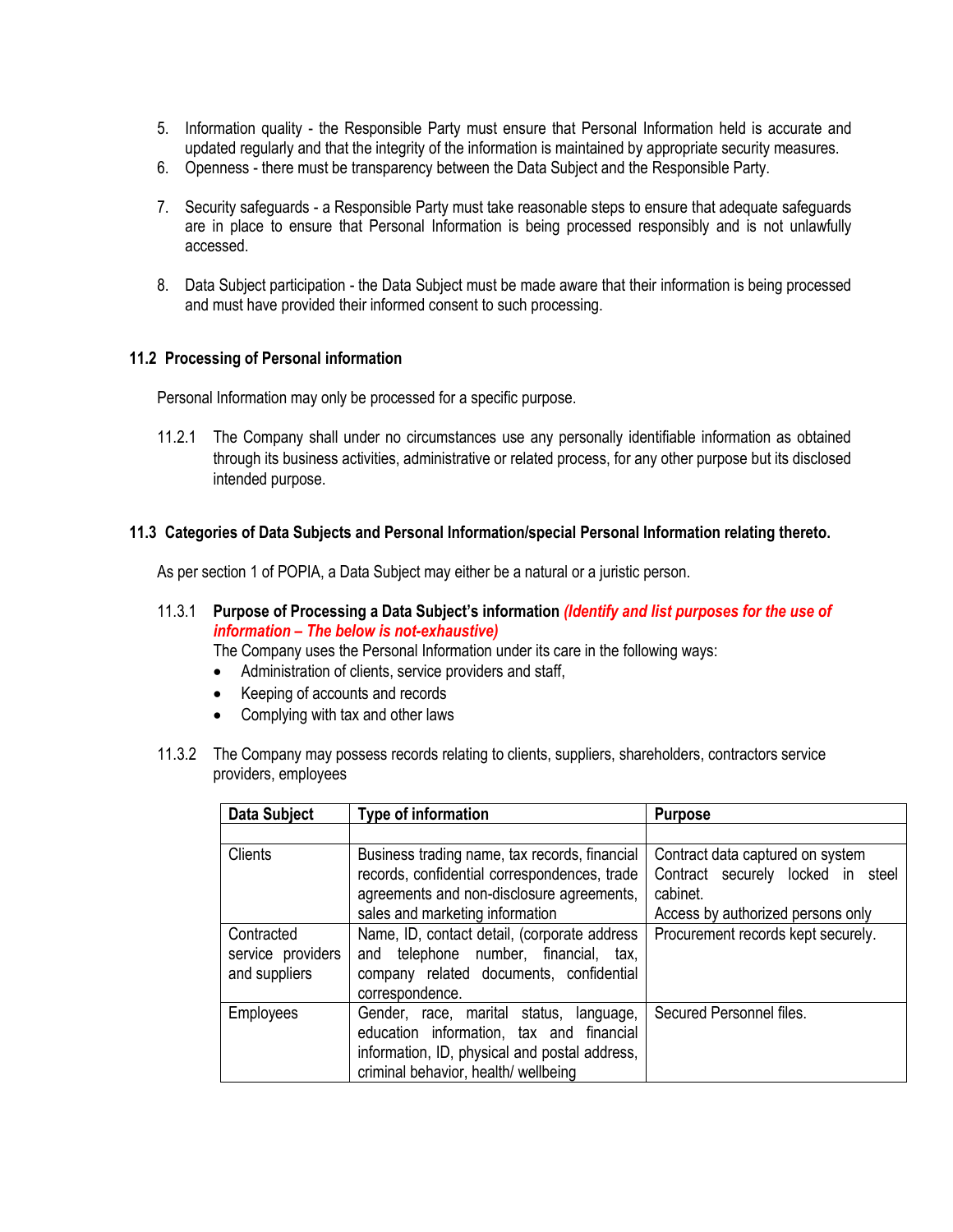5. Information quality - the Responsible Party must ensure that Personal Information held is accurate and updated regularly and that the integrity of the information is maintained by appropriate security measures.
6. Openness - there must be transparency between the Data Subject and the Responsible Party.
7. Security safeguards - a Responsible Party must take reasonable steps to ensure that adequate safeguards are in place to ensure that Personal Information is being processed responsibly and is not unlawfully accessed.
8. Data Subject participation - the Data Subject must be made aware that their information is being processed and must have provided their informed consent to such processing.

### 11.2 Processing of Personal information

Personal Information may only be processed for a specific purpose.

11.2.1 The Company shall under no circumstances use any personally identifiable information as obtained through its business activities, administrative or related process, for any other purpose but its disclosed intended purpose.

### 11.3 Categories of Data Subjects and Personal Information/special Personal Information relating thereto.

As per section 1 of POPIA, a Data Subject may either be a natural or a juristic person.

11.3.1 **Purpose of Processing a Data Subject's information** ***(Identify and list purposes for the use of information – The below is not-exhaustive)***

The Company uses the Personal Information under its care in the following ways:

- Administration of clients, service providers and staff,
- Keeping of accounts and records
- Complying with tax and other laws

11.3.2 The Company may possess records relating to clients, suppliers, shareholders, contractors service providers, employees

| Data Subject | Type of information | Purpose |
|---|---|---|
| | | |
| Clients | Business trading name, tax records, financial records, confidential correspondences, trade agreements and non-disclosure agreements, sales and marketing information | Contract data captured on system<br>Contract securely locked in steel cabinet.<br>Access by authorized persons only |
| Contracted service providers and suppliers | Name, ID, contact detail, (corporate address and telephone number, financial, tax, company related documents, confidential correspondence. | Procurement records kept securely. |
| Employees | Gender, race, marital status, language, education information, tax and financial information, ID, physical and postal address, criminal behavior, health/ wellbeing | Secured Personnel files. |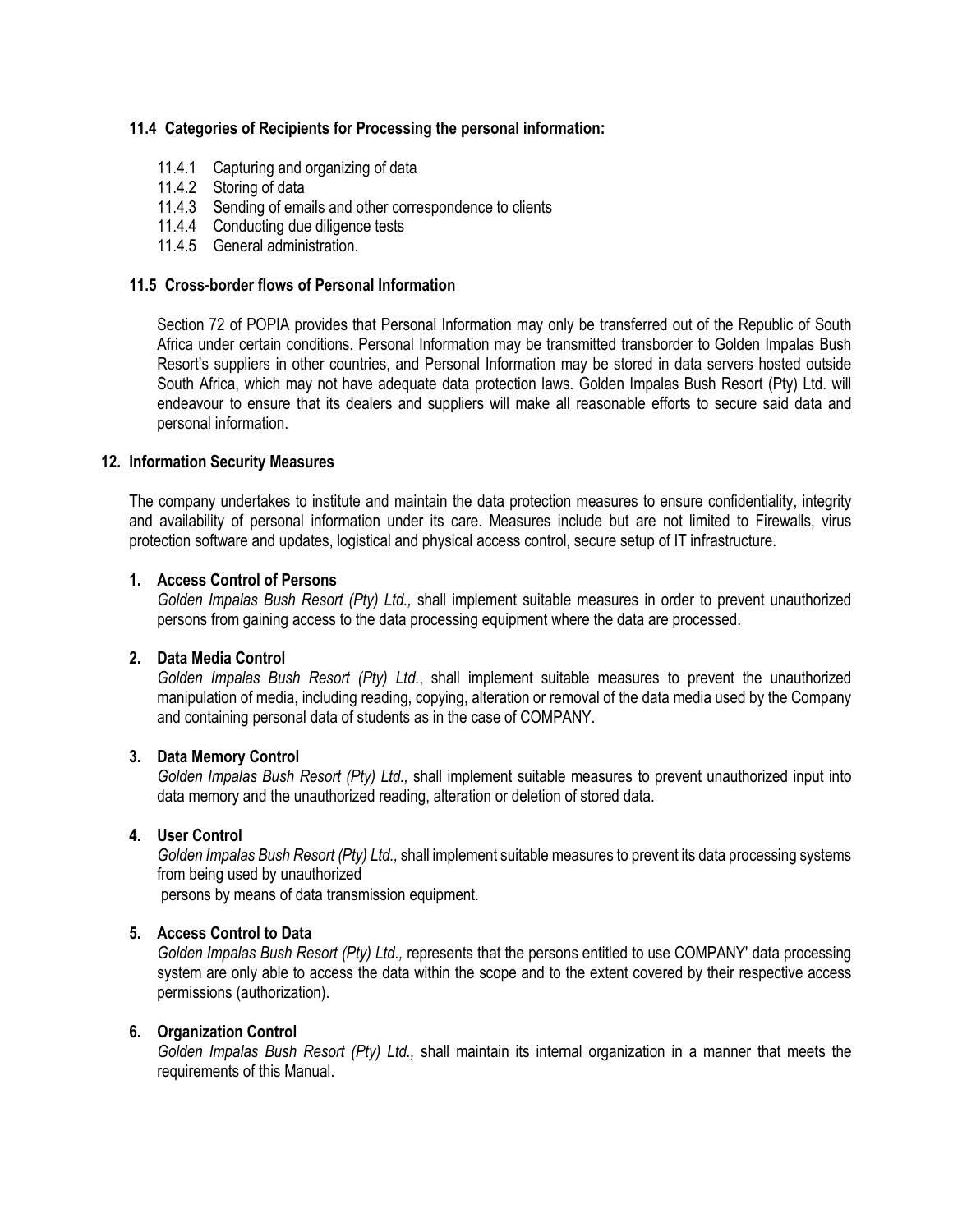### 11.4 Categories of Recipients for Processing the personal information:

- 11.4.1 Capturing and organizing of data
- 11.4.2 Storing of data
- 11.4.3 Sending of emails and other correspondence to clients
- 11.4.4 Conducting due diligence tests
- 11.4.5 General administration.

### 11.5 Cross-border flows of Personal Information

Section 72 of POPIA provides that Personal Information may only be transferred out of the Republic of South Africa under certain conditions. Personal Information may be transmitted transborder to Golden Impalas Bush Resort's suppliers in other countries, and Personal Information may be stored in data servers hosted outside South Africa, which may not have adequate data protection laws. Golden Impalas Bush Resort (Pty) Ltd. will endeavour to ensure that its dealers and suppliers will make all reasonable efforts to secure said data and personal information.

## 12. Information Security Measures

The company undertakes to institute and maintain the data protection measures to ensure confidentiality, integrity and availability of personal information under its care. Measures include but are not limited to Firewalls, virus protection software and updates, logistical and physical access control, secure setup of IT infrastructure.

1. **Access Control of Persons**
   *Golden Impalas Bush Resort (Pty) Ltd.,* shall implement suitable measures in order to prevent unauthorized persons from gaining access to the data processing equipment where the data are processed.

2. **Data Media Control**
   *Golden Impalas Bush Resort (Pty) Ltd.*, shall implement suitable measures to prevent the unauthorized manipulation of media, including reading, copying, alteration or removal of the data media used by the Company and containing personal data of students as in the case of COMPANY.

3. **Data Memory Control**
   *Golden Impalas Bush Resort (Pty) Ltd.,* shall implement suitable measures to prevent unauthorized input into data memory and the unauthorized reading, alteration or deletion of stored data.

4. **User Control**
   *Golden Impalas Bush Resort (Pty) Ltd.,* shall implement suitable measures to prevent its data processing systems from being used by unauthorized persons by means of data transmission equipment.

5. **Access Control to Data**
   *Golden Impalas Bush Resort (Pty) Ltd.,* represents that the persons entitled to use COMPANY' data processing system are only able to access the data within the scope and to the extent covered by their respective access permissions (authorization).

6. **Organization Control**
   *Golden Impalas Bush Resort (Pty) Ltd.,* shall maintain its internal organization in a manner that meets the requirements of this Manual.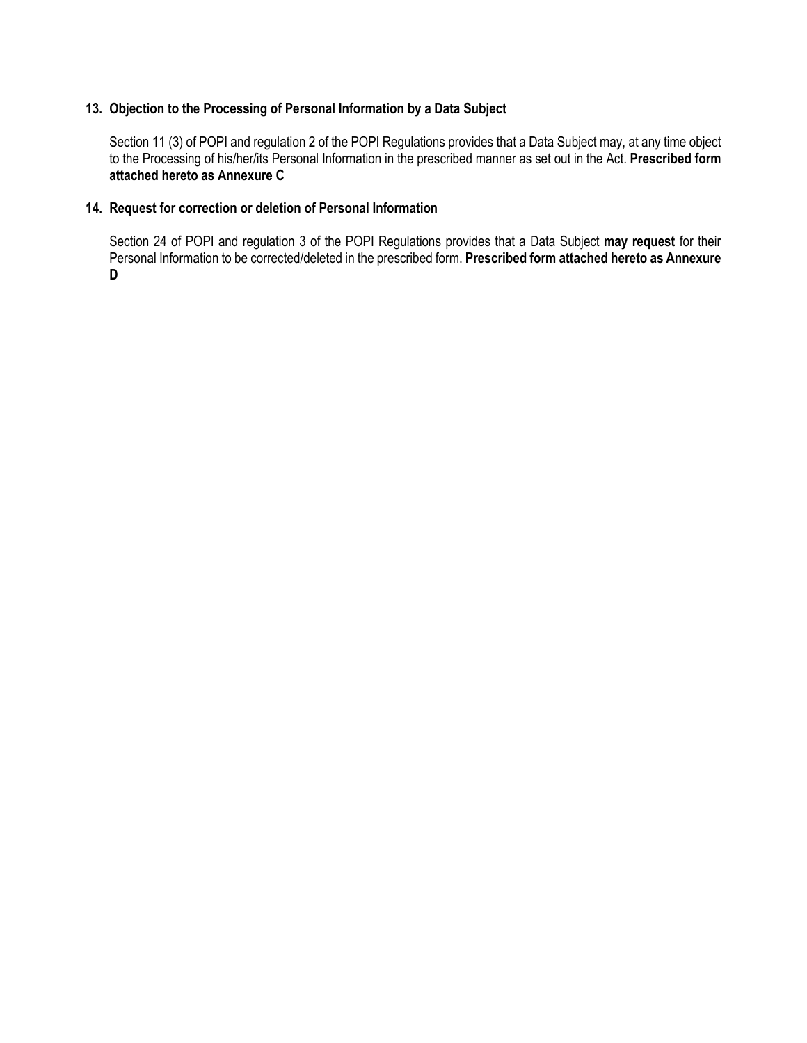## 13. Objection to the Processing of Personal Information by a Data Subject

Section 11 (3) of POPI and regulation 2 of the POPI Regulations provides that a Data Subject may, at any time object to the Processing of his/her/its Personal Information in the prescribed manner as set out in the Act. **Prescribed form attached hereto as Annexure C**

## 14. Request for correction or deletion of Personal Information

Section 24 of POPI and regulation 3 of the POPI Regulations provides that a Data Subject **may request** for their Personal Information to be corrected/deleted in the prescribed form. **Prescribed form attached hereto as Annexure D**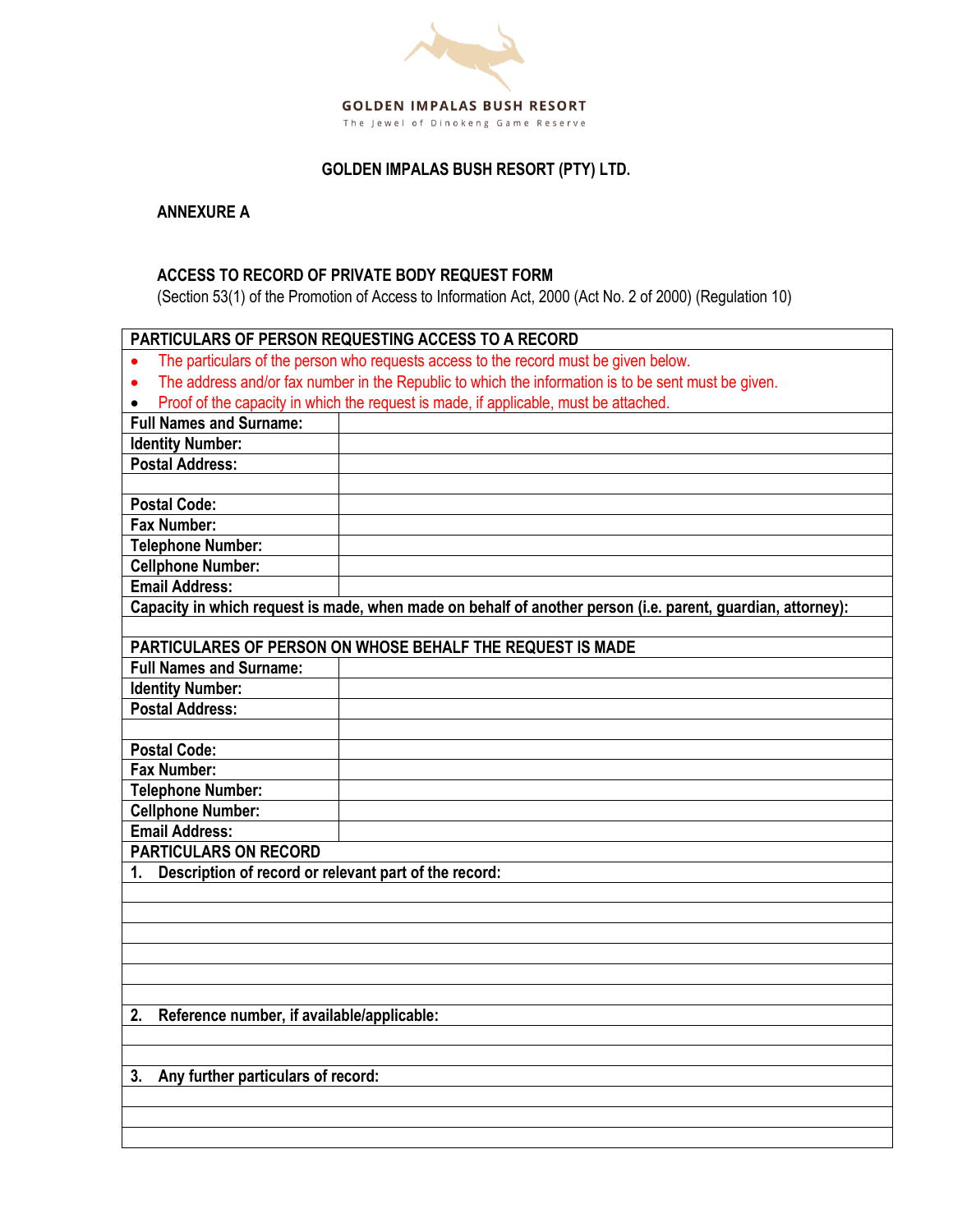GOLDEN IMPALAS BUSH RESORT

The Jewel of Dinokeng Game Reserve

**GOLDEN IMPALAS BUSH RESORT (PTY) LTD.**

**ANNEXURE A**

**ACCESS TO RECORD OF PRIVATE BODY REQUEST FORM**

(Section 53(1) of the Promotion of Access to Information Act, 2000 (Act No. 2 of 2000) (Regulation 10)

| **PARTICULARS OF PERSON REQUESTING ACCESS TO A RECORD** | |
|---|---|
| • The particulars of the person who requests access to the record must be given below.<br>• The address and/or fax number in the Republic to which the information is to be sent must be given.<br>• Proof of the capacity in which the request is made, if applicable, must be attached. | |
| **Full Names and Surname:** | |
| **Identity Number:** | |
| **Postal Address:** | |
| | |
| **Postal Code:** | |
| **Fax Number:** | |
| **Telephone Number:** | |
| **Cellphone Number:** | |
| **Email Address:** | |
| **Capacity in which request is made, when made on behalf of another person (i.e. parent, guardian, attorney):** | |
| | |
| **PARTICULARES OF PERSON ON WHOSE BEHALF THE REQUEST IS MADE** | |
| **Full Names and Surname:** | |
| **Identity Number:** | |
| **Postal Address:** | |
| | |
| **Postal Code:** | |
| **Fax Number:** | |
| **Telephone Number:** | |
| **Cellphone Number:** | |
| **Email Address:** | |
| **PARTICULARS ON RECORD** | |
| **1. Description of record or relevant part of the record:** | |
| | |
| | |
| | |
| | |
| | |
| | |
| **2. Reference number, if available/applicable:** | |
| | |
| | |
| **3. Any further particulars of record:** | |
| | |
| | |
| | |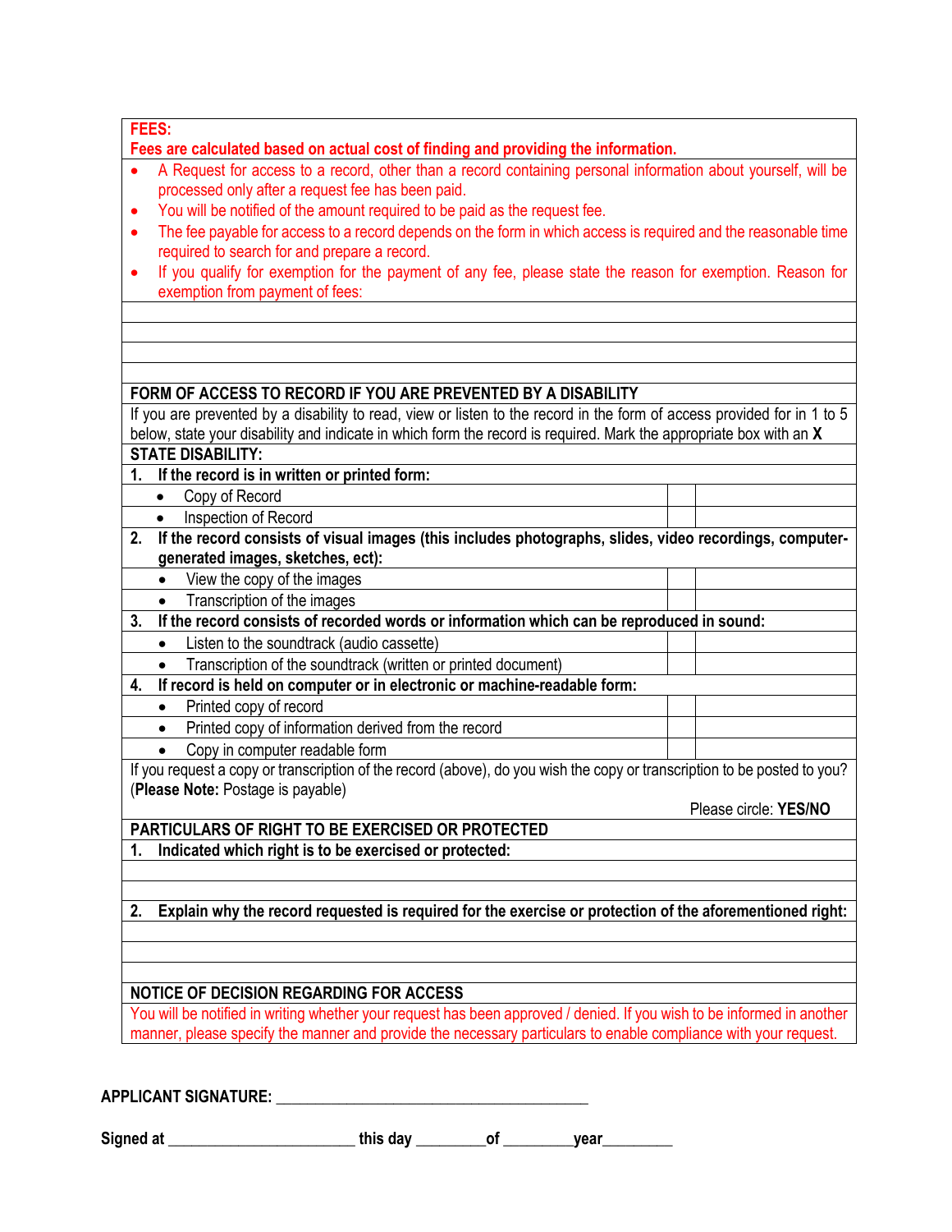**FEES:**
**Fees are calculated based on actual cost of finding and providing the information.**

- A Request for access to a record, other than a record containing personal information about yourself, will be processed only after a request fee has been paid.
- You will be notified of the amount required to be paid as the request fee.
- The fee payable for access to a record depends on the form in which access is required and the reasonable time required to search for and prepare a record.
- If you qualify for exemption for the payment of any fee, please state the reason for exemption. Reason for exemption from payment of fees:

**FORM OF ACCESS TO RECORD IF YOU ARE PREVENTED BY A DISABILITY**

If you are prevented by a disability to read, view or listen to the record in the form of access provided for in 1 to 5 below, state your disability and indicate in which form the record is required. Mark the appropriate box with an **X**

**STATE DISABILITY:**

| | | |
|---|---|---|
| **1. If the record is in written or printed form:** | | |
| • Copy of Record | | |
| • Inspection of Record | | |
| **2. If the record consists of visual images (this includes photographs, slides, video recordings, computer-generated images, sketches, ect):** | | |
| • View the copy of the images | | |
| • Transcription of the images | | |
| **3. If the record consists of recorded words or information which can be reproduced in sound:** | | |
| • Listen to the soundtrack (audio cassette) | | |
| • Transcription of the soundtrack (written or printed document) | | |
| **4. If record is held on computer or in electronic or machine-readable form:** | | |
| • Printed copy of record | | |
| • Printed copy of information derived from the record | | |
| • Copy in computer readable form | | |

If you request a copy or transcription of the record (above), do you wish the copy or transcription to be posted to you? (**Please Note:** Postage is payable)

Please circle: **YES/NO**

**PARTICULARS OF RIGHT TO BE EXERCISED OR PROTECTED**

**1. Indicated which right is to be exercised or protected:**

**2. Explain why the record requested is required for the exercise or protection of the aforementioned right:**

**NOTICE OF DECISION REGARDING FOR ACCESS**

You will be notified in writing whether your request has been approved / denied. If you wish to be informed in another manner, please specify the manner and provide the necessary particulars to enable compliance with your request.

**APPLICANT SIGNATURE:** _______________________________________

**Signed at** _______________________ **this day** _________**of** _________**year**_________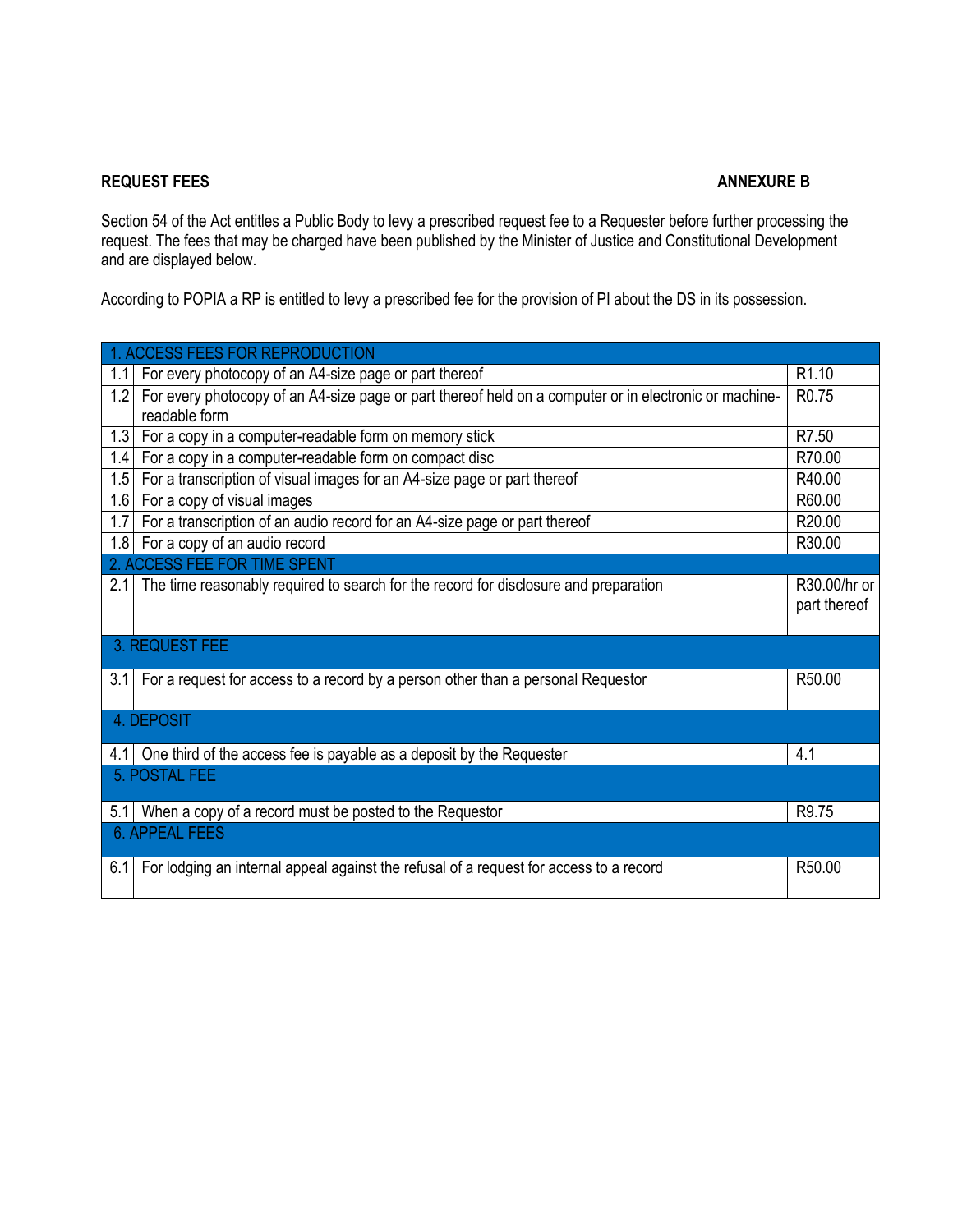**REQUEST FEES** **ANNEXURE B**

Section 54 of the Act entitles a Public Body to levy a prescribed request fee to a Requester before further processing the request. The fees that may be charged have been published by the Minister of Justice and Constitutional Development and are displayed below.

According to POPIA a RP is entitled to levy a prescribed fee for the provision of PI about the DS in its possession.

| | | |
|---|---|---|
| **1. ACCESS FEES FOR REPRODUCTION** | | |
| 1.1 | For every photocopy of an A4-size page or part thereof | R1.10 |
| 1.2 | For every photocopy of an A4-size page or part thereof held on a computer or in electronic or machine-readable form | R0.75 |
| 1.3 | For a copy in a computer-readable form on memory stick | R7.50 |
| 1.4 | For a copy in a computer-readable form on compact disc | R70.00 |
| 1.5 | For a transcription of visual images for an A4-size page or part thereof | R40.00 |
| 1.6 | For a copy of visual images | R60.00 |
| 1.7 | For a transcription of an audio record for an A4-size page or part thereof | R20.00 |
| 1.8 | For a copy of an audio record | R30.00 |
| **2. ACCESS FEE FOR TIME SPENT** | | |
| 2.1 | The time reasonably required to search for the record for disclosure and preparation | R30.00/hr or part thereof |
| **3. REQUEST FEE** | | |
| 3.1 | For a request for access to a record by a person other than a personal Requestor | R50.00 |
| **4. DEPOSIT** | | |
| 4.1 | One third of the access fee is payable as a deposit by the Requester | 4.1 |
| **5. POSTAL FEE** | | |
| 5.1 | When a copy of a record must be posted to the Requestor | R9.75 |
| **6. APPEAL FEES** | | |
| 6.1 | For lodging an internal appeal against the refusal of a request for access to a record | R50.00 |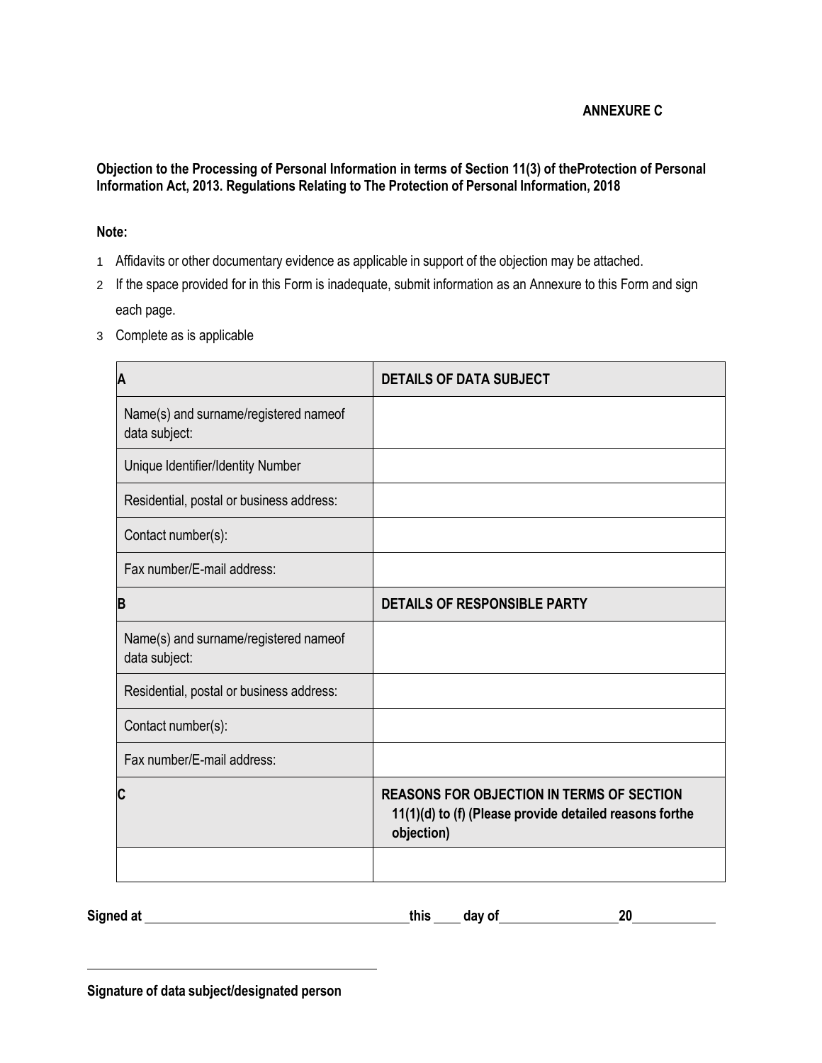**ANNEXURE C**

**Objection to the Processing of Personal Information in terms of Section 11(3) of theProtection of Personal Information Act, 2013. Regulations Relating to The Protection of Personal Information, 2018**

**Note:**

1. Affidavits or other documentary evidence as applicable in support of the objection may be attached.
2. If the space provided for in this Form is inadequate, submit information as an Annexure to this Form and sign each page.
3. Complete as is applicable

| A | DETAILS OF DATA SUBJECT |
|---|---|
| Name(s) and surname/registered nameof data subject: | |
| Unique Identifier/Identity Number | |
| Residential, postal or business address: | |
| Contact number(s): | |
| Fax number/E-mail address: | |
| **B** | **DETAILS OF RESPONSIBLE PARTY** |
| Name(s) and surname/registered nameof data subject: | |
| Residential, postal or business address: | |
| Contact number(s): | |
| Fax number/E-mail address: | |
| **C** | **REASONS FOR OBJECTION IN TERMS OF SECTION 11(1)(d) to (f) (Please provide detailed reasons forthe objection)** |
| | |

**Signed at** ______________________________ **this** ____ **day of** ______________ **20** __________

______________________________

**Signature of data subject/designated person**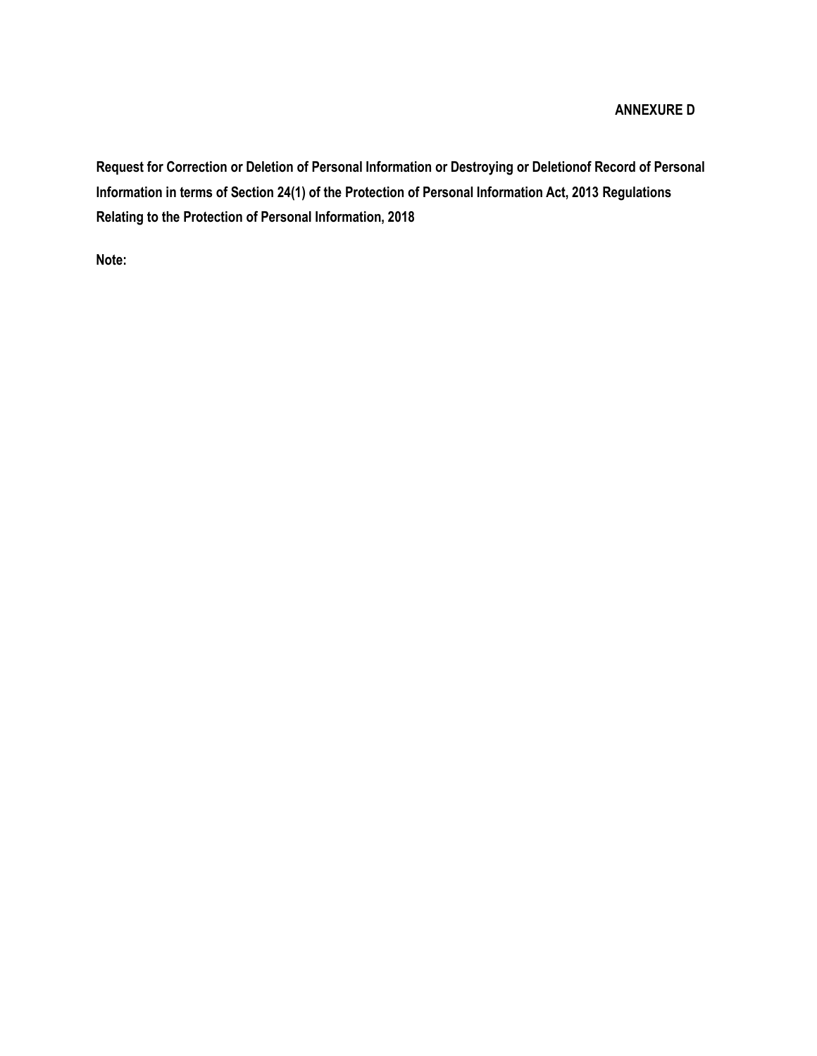**ANNEXURE D**

**Request for Correction or Deletion of Personal Information or Destroying or Deletionof Record of Personal Information in terms of Section 24(1) of the Protection of Personal Information Act, 2013 Regulations Relating to the Protection of Personal Information, 2018**

**Note:**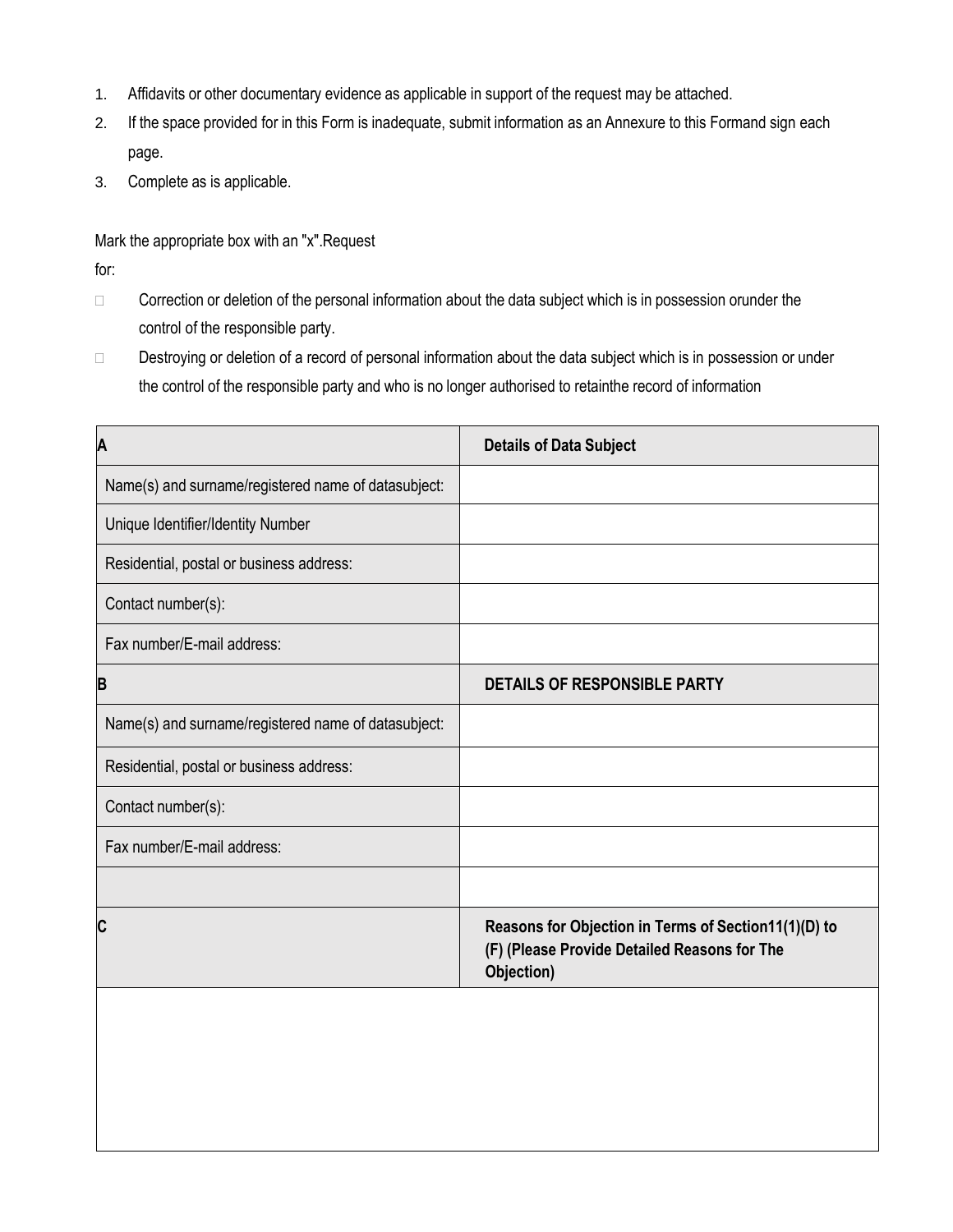1. Affidavits or other documentary evidence as applicable in support of the request may be attached.
2. If the space provided for in this Form is inadequate, submit information as an Annexure to this Formand sign each page.
3. Complete as is applicable.

Mark the appropriate box with an "x".Request for:

- ☐ Correction or deletion of the personal information about the data subject which is in possession orunder the control of the responsible party.
- ☐ Destroying or deletion of a record of personal information about the data subject which is in possession or under the control of the responsible party and who is no longer authorised to retainthe record of information

| A | **Details of Data Subject** |
|---|---|
| Name(s) and surname/registered name of datasubject: | |
| Unique Identifier/Identity Number | |
| Residential, postal or business address: | |
| Contact number(s): | |
| Fax number/E-mail address: | |
| **B** | **DETAILS OF RESPONSIBLE PARTY** |
| Name(s) and surname/registered name of datasubject: | |
| Residential, postal or business address: | |
| Contact number(s): | |
| Fax number/E-mail address: | |
| | |
| **C** | **Reasons for Objection in Terms of Section11(1)(D) to (F) (Please Provide Detailed Reasons for The Objection)** |
| | |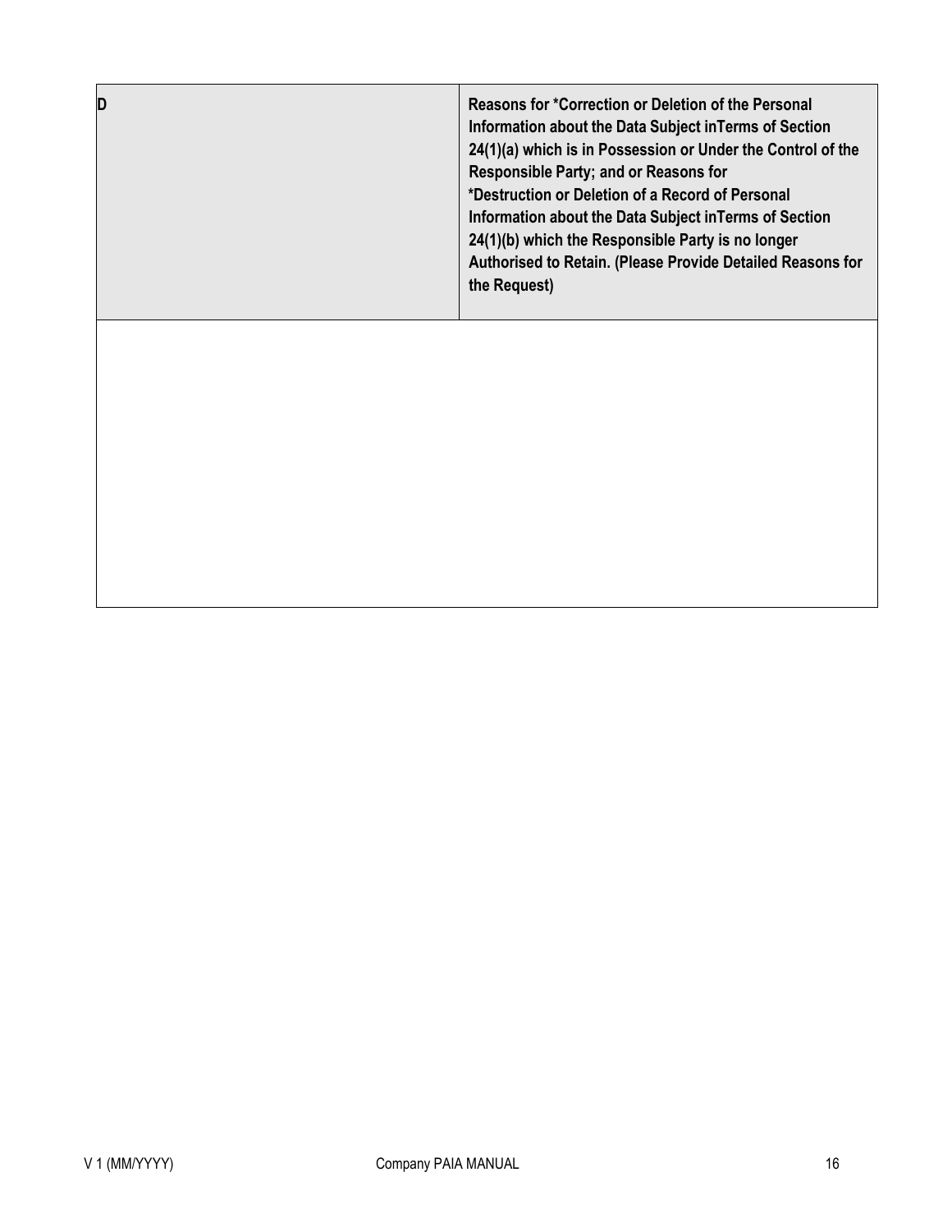| D | Reasons for *Correction or Deletion of the Personal Information about the Data Subject inTerms of Section 24(1)(a) which is in Possession or Under the Control of the Responsible Party; and or Reasons for *Destruction or Deletion of a Record of Personal Information about the Data Subject inTerms of Section 24(1)(b) which the Responsible Party is no longer Authorised to Retain. (Please Provide Detailed Reasons for the Request) |
|---|---|
| | |